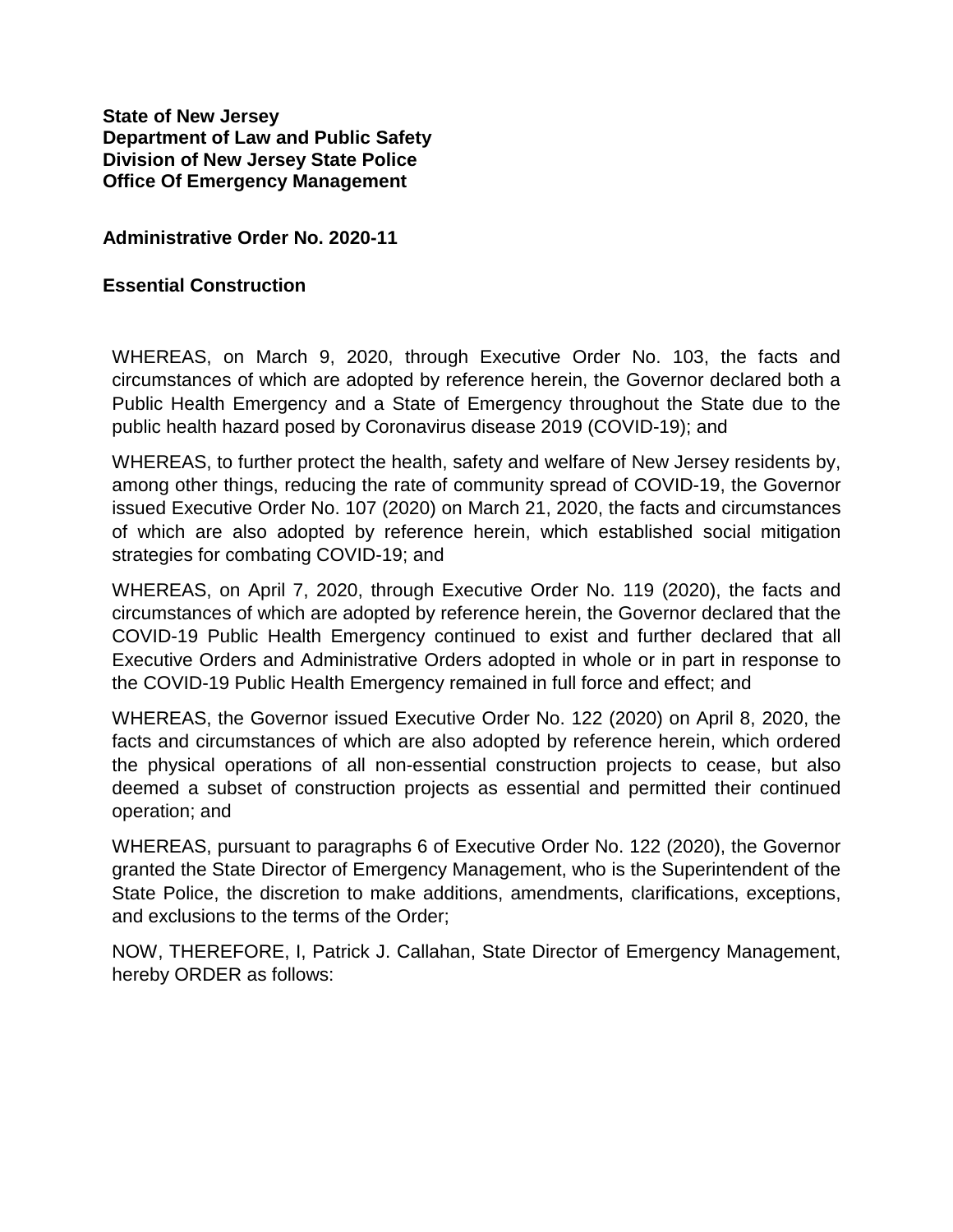**State of New Jersey**
**Department of Law and Public Safety**
**Division of New Jersey State Police**
**Office Of Emergency Management**

**Administrative Order No. 2020-11**

**Essential Construction**

WHEREAS, on March 9, 2020, through Executive Order No. 103, the facts and circumstances of which are adopted by reference herein, the Governor declared both a Public Health Emergency and a State of Emergency throughout the State due to the public health hazard posed by Coronavirus disease 2019 (COVID-19); and

WHEREAS, to further protect the health, safety and welfare of New Jersey residents by, among other things, reducing the rate of community spread of COVID-19, the Governor issued Executive Order No. 107 (2020) on March 21, 2020, the facts and circumstances of which are also adopted by reference herein, which established social mitigation strategies for combating COVID-19; and

WHEREAS, on April 7, 2020, through Executive Order No. 119 (2020), the facts and circumstances of which are adopted by reference herein, the Governor declared that the COVID-19 Public Health Emergency continued to exist and further declared that all Executive Orders and Administrative Orders adopted in whole or in part in response to the COVID-19 Public Health Emergency remained in full force and effect; and

WHEREAS, the Governor issued Executive Order No. 122 (2020) on April 8, 2020, the facts and circumstances of which are also adopted by reference herein, which ordered the physical operations of all non-essential construction projects to cease, but also deemed a subset of construction projects as essential and permitted their continued operation; and

WHEREAS, pursuant to paragraphs 6 of Executive Order No. 122 (2020), the Governor granted the State Director of Emergency Management, who is the Superintendent of the State Police, the discretion to make additions, amendments, clarifications, exceptions, and exclusions to the terms of the Order;

NOW, THEREFORE, I, Patrick J. Callahan, State Director of Emergency Management, hereby ORDER as follows: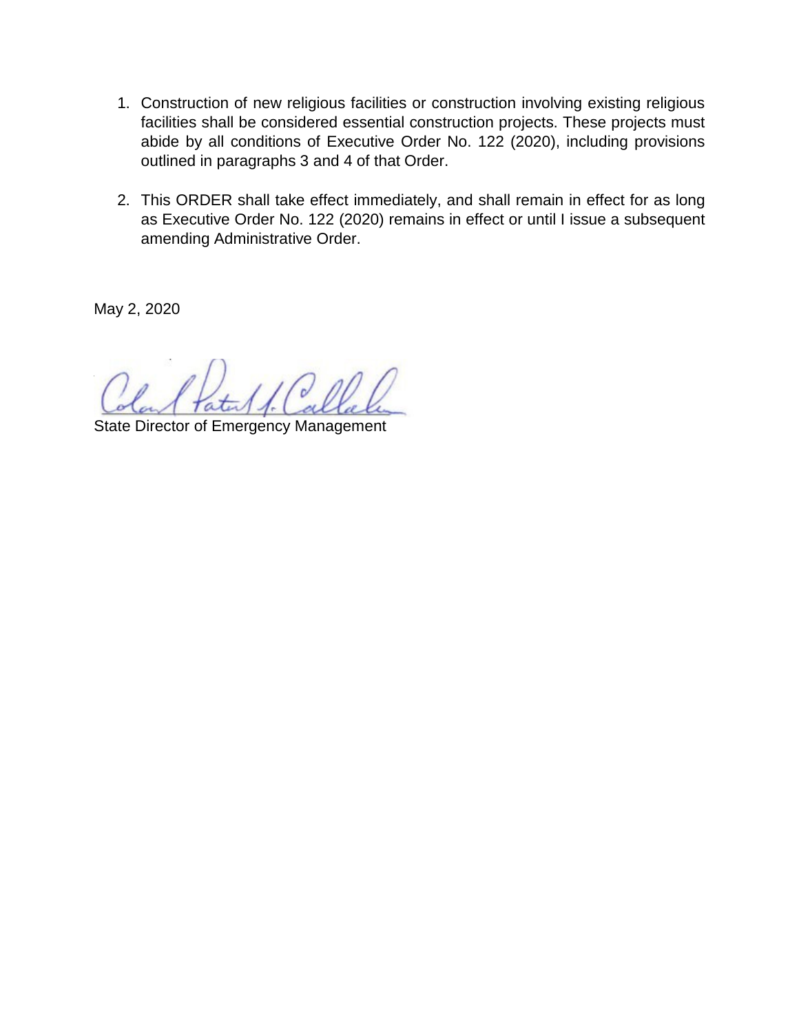1. Construction of new religious facilities or construction involving existing religious facilities shall be considered essential construction projects. These projects must abide by all conditions of Executive Order No. 122 (2020), including provisions outlined in paragraphs 3 and 4 of that Order.

2. This ORDER shall take effect immediately, and shall remain in effect for as long as Executive Order No. 122 (2020) remains in effect or until I issue a subsequent amending Administrative Order.

May 2, 2020

Colonel Patrick J. Callahan

State Director of Emergency Management